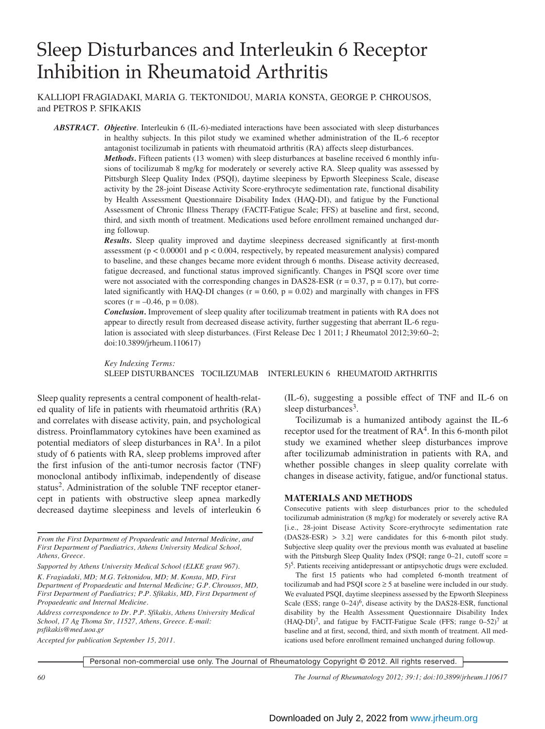# Sleep Disturbances and Interleukin 6 Receptor Inhibition in Rheumatoid Arthritis

KALLIOPI FRAGIADAKI, MARIA G. TEKTONIDOU, MARIA KONSTA, GEORGE P. CHROUSOS, and PETROS P. SFIKAKIS

***ABSTRACT. Objective.*** Interleukin 6 (IL-6)-mediated interactions have been associated with sleep disturbances in healthy subjects. In this pilot study we examined whether administration of the IL-6 receptor antagonist tocilizumab in patients with rheumatoid arthritis (RA) affects sleep disturbances.

***Methods.*** Fifteen patients (13 women) with sleep disturbances at baseline received 6 monthly infusions of tocilizumab 8 mg/kg for moderately or severely active RA. Sleep quality was assessed by Pittsburgh Sleep Quality Index (PSQI), daytime sleepiness by Epworth Sleepiness Scale, disease activity by the 28-joint Disease Activity Score-erythrocyte sedimentation rate, functional disability by Health Assessment Questionnaire Disability Index (HAQ-DI), and fatigue by the Functional Assessment of Chronic Illness Therapy (FACIT-Fatigue Scale; FFS) at baseline and first, second, third, and sixth month of treatment. Medications used before enrollment remained unchanged during followup.

***Results.*** Sleep quality improved and daytime sleepiness decreased significantly at first-month assessment ($p < 0.00001$ and $p < 0.004$, respectively, by repeated measurement analysis) compared to baseline, and these changes became more evident through 6 months. Disease activity decreased, fatigue decreased, and functional status improved significantly. Changes in PSQI score over time were not associated with the corresponding changes in DAS28-ESR ($r = 0.37$, $p = 0.17$), but correlated significantly with HAQ-DI changes ($r = 0.60$, $p = 0.02$) and marginally with changes in FFS scores ($r = -0.46$, $p = 0.08$).

***Conclusion.*** Improvement of sleep quality after tocilizumab treatment in patients with RA does not appear to directly result from decreased disease activity, further suggesting that aberrant IL-6 regulation is associated with sleep disturbances. (First Release Dec 1 2011; J Rheumatol 2012;39:60–2; doi:10.3899/jrheum.110617)

*Key Indexing Terms:*
SLEEP DISTURBANCES TOCILIZUMAB INTERLEUKIN 6 RHEUMATOID ARTHRITIS

Sleep quality represents a central component of health-related quality of life in patients with rheumatoid arthritis (RA) and correlates with disease activity, pain, and psychological distress. Proinflammatory cytokines have been examined as potential mediators of sleep disturbances in RA[1]. In a pilot study of 6 patients with RA, sleep problems improved after the first infusion of the anti-tumor necrosis factor (TNF) monoclonal antibody infliximab, independently of disease status[2]. Administration of the soluble TNF receptor etanercept in patients with obstructive sleep apnea markedly decreased daytime sleepiness and levels of interleukin 6 (IL-6), suggesting a possible effect of TNF and IL-6 on sleep disturbances[3].

Tocilizumab is a humanized antibody against the IL-6 receptor used for the treatment of RA[4]. In this 6-month pilot study we examined whether sleep disturbances improve after tocilizumab administration in patients with RA, and whether possible changes in sleep quality correlate with changes in disease activity, fatigue, and/or functional status.

*From the First Department of Propaedeutic and Internal Medicine, and First Department of Paediatrics, Athens University Medical School, Athens, Greece.*

*Supported by Athens University Medical School (ELKE grant 967).*

*K. Fragiadaki, MD; M.G. Tektonidou, MD; M. Konsta, MD, First Department of Propaedeutic and Internal Medicine; G.P. Chrousos, MD, First Department of Paediatrics; P.P. Sfikakis, MD, First Department of Propaedeutic and Internal Medicine.*

*Address correspondence to Dr. P.P. Sfikakis, Athens University Medical School, 17 Ag Thoma Str, 11527, Athens, Greece. E-mail: psfikakis@med.uoa.gr*

*Accepted for publication September 15, 2011.*

## MATERIALS AND METHODS

Consecutive patients with sleep disturbances prior to the scheduled tocilizumab administration (8 mg/kg) for moderately or severely active RA [i.e., 28-joint Disease Activity Score-erythrocyte sedimentation rate (DAS28-ESR) > 3.2] were candidates for this 6-month pilot study. Subjective sleep quality over the previous month was evaluated at baseline with the Pittsburgh Sleep Quality Index (PSQI; range 0–21, cutoff score = 5)[5]. Patients receiving antidepressant or antipsychotic drugs were excluded.

The first 15 patients who had completed 6-month treatment of tocilizumab and had PSQI score ≥ 5 at baseline were included in our study. We evaluated PSQI, daytime sleepiness assessed by the Epworth Sleepiness Scale (ESS; range 0–24)[6], disease activity by the DAS28-ESR, functional disability by the Health Assessment Questionnaire Disability Index (HAQ-DI)[7], and fatigue by FACIT-Fatigue Scale (FFS; range 0–52)[7] at baseline and at first, second, third, and sixth month of treatment. All medications used before enrollment remained unchanged during followup.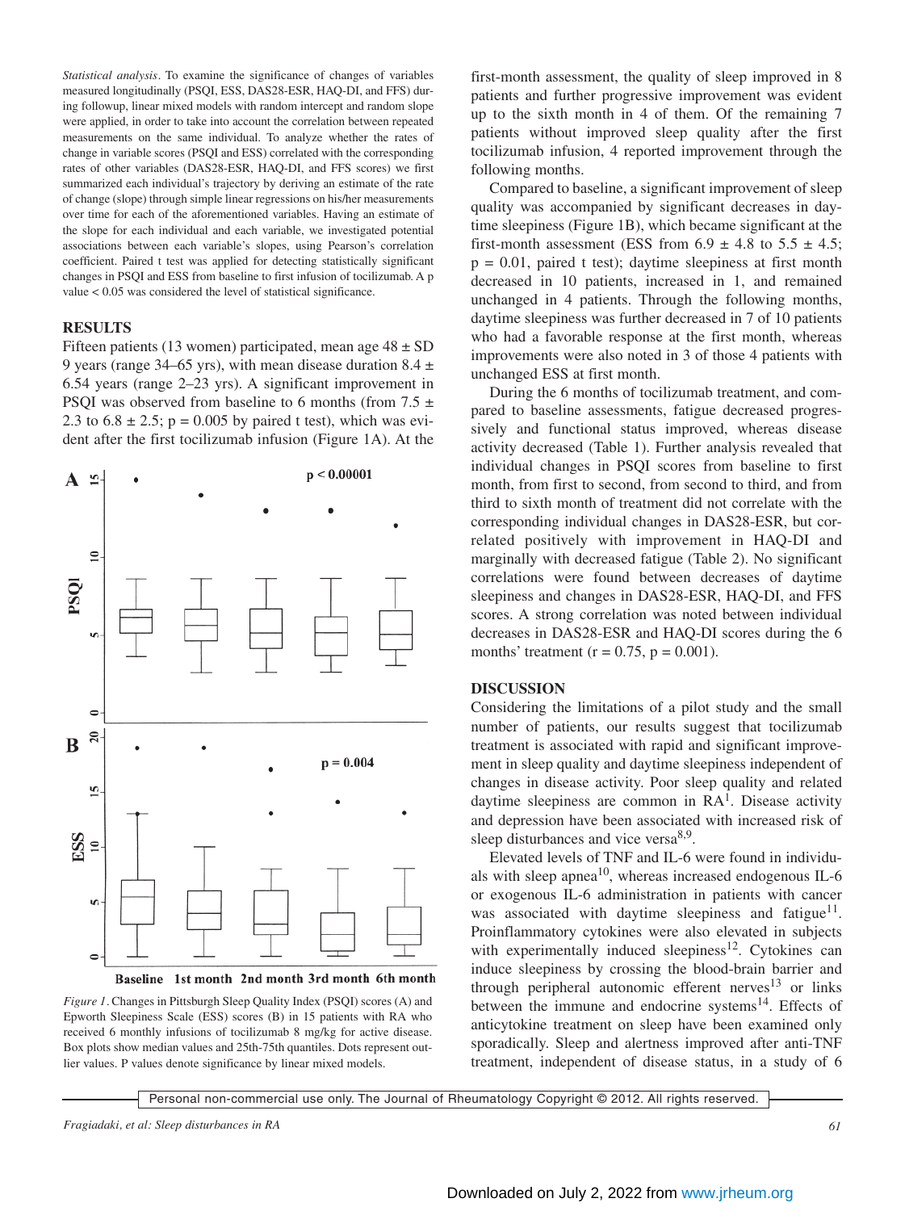*Statistical analysis*. To examine the significance of changes of variables measured longitudinally (PSQI, ESS, DAS28-ESR, HAQ-DI, and FFS) during followup, linear mixed models with random intercept and random slope were applied, in order to take into account the correlation between repeated measurements on the same individual. To analyze whether the rates of change in variable scores (PSQI and ESS) correlated with the corresponding rates of other variables (DAS28-ESR, HAQ-DI, and FFS scores) we first summarized each individual's trajectory by deriving an estimate of the rate of change (slope) through simple linear regressions on his/her measurements over time for each of the aforementioned variables. Having an estimate of the slope for each individual and each variable, we investigated potential associations between each variable's slopes, using Pearson's correlation coefficient. Paired t test was applied for detecting statistically significant changes in PSQI and ESS from baseline to first infusion of tocilizumab. A p value < 0.05 was considered the level of statistical significance.

## RESULTS

Fifteen patients (13 women) participated, mean age 48 ± SD 9 years (range 34–65 yrs), with mean disease duration 8.4 ± 6.54 years (range 2–23 yrs). A significant improvement in PSQI was observed from baseline to 6 months (from 7.5 ± 2.3 to 6.8 ± 2.5; p = 0.005 by paired t test), which was evident after the first tocilizumab infusion (Figure 1A). At the first-month assessment, the quality of sleep improved in 8 patients and further progressive improvement was evident up to the sixth month in 4 of them. Of the remaining 7 patients without improved sleep quality after the first tocilizumab infusion, 4 reported improvement through the following months.

*Figure 1*. Changes in Pittsburgh Sleep Quality Index (PSQI) scores (A) and Epworth Sleepiness Scale (ESS) scores (B) in 15 patients with RA who received 6 monthly infusions of tocilizumab 8 mg/kg for active disease. Box plots show median values and 25th-75th quantiles. Dots represent outlier values. P values denote significance by linear mixed models.

Compared to baseline, a significant improvement of sleep quality was accompanied by significant decreases in daytime sleepiness (Figure 1B), which became significant at the first-month assessment (ESS from 6.9 ± 4.8 to 5.5 ± 4.5; p = 0.01, paired t test); daytime sleepiness at first month decreased in 10 patients, increased in 1, and remained unchanged in 4 patients. Through the following months, daytime sleepiness was further decreased in 7 of 10 patients who had a favorable response at the first month, whereas improvements were also noted in 3 of those 4 patients with unchanged ESS at first month.

During the 6 months of tocilizumab treatment, and compared to baseline assessments, fatigue decreased progressively and functional status improved, whereas disease activity decreased (Table 1). Further analysis revealed that individual changes in PSQI scores from baseline to first month, from first to second, from second to third, and from third to sixth month of treatment did not correlate with the corresponding individual changes in DAS28-ESR, but correlated positively with improvement in HAQ-DI and marginally with decreased fatigue (Table 2). No significant correlations were found between decreases of daytime sleepiness and changes in DAS28-ESR, HAQ-DI, and FFS scores. A strong correlation was noted between individual decreases in DAS28-ESR and HAQ-DI scores during the 6 months' treatment (r = 0.75, p = 0.001).

## DISCUSSION

Considering the limitations of a pilot study and the small number of patients, our results suggest that tocilizumab treatment is associated with rapid and significant improvement in sleep quality and daytime sleepiness independent of changes in disease activity. Poor sleep quality and related daytime sleepiness are common in RA[1]. Disease activity and depression have been associated with increased risk of sleep disturbances and vice versa[8,9].

Elevated levels of TNF and IL-6 were found in individuals with sleep apnea[10], whereas increased endogenous IL-6 or exogenous IL-6 administration in patients with cancer was associated with daytime sleepiness and fatigue[11]. Proinflammatory cytokines were also elevated in subjects with experimentally induced sleepiness[12]. Cytokines can induce sleepiness by crossing the blood-brain barrier and through peripheral autonomic efferent nerves[13] or links between the immune and endocrine systems[14]. Effects of anticytokine treatment on sleep have been examined only sporadically. Sleep and alertness improved after anti-TNF treatment, independent of disease status, in a study of 6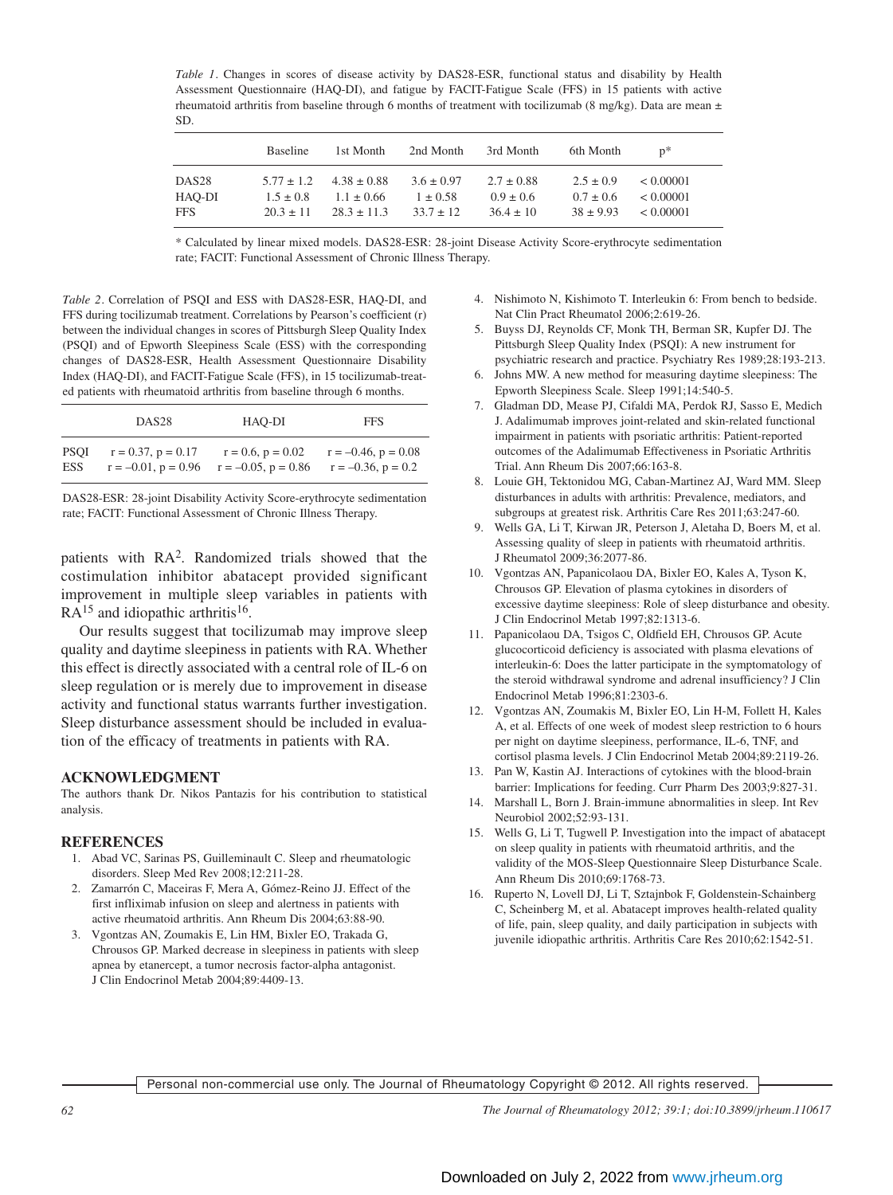*Table 1*. Changes in scores of disease activity by DAS28-ESR, functional status and disability by Health Assessment Questionnaire (HAQ-DI), and fatigue by FACIT-Fatigue Scale (FFS) in 15 patients with active rheumatoid arthritis from baseline through 6 months of treatment with tocilizumab (8 mg/kg). Data are mean ± SD.

| | Baseline | 1st Month | 2nd Month | 3rd Month | 6th Month | p* |
|---|---|---|---|---|---|---|
| DAS28 | 5.77 ± 1.2 | 4.38 ± 0.88 | 3.6 ± 0.97 | 2.7 ± 0.88 | 2.5 ± 0.9 | < 0.00001 |
| HAQ-DI | 1.5 ± 0.8 | 1.1 ± 0.66 | 1 ± 0.58 | 0.9 ± 0.6 | 0.7 ± 0.6 | < 0.00001 |
| FFS | 20.3 ± 11 | 28.3 ± 11.3 | 33.7 ± 12 | 36.4 ± 10 | 38 ± 9.93 | < 0.00001 |

\* Calculated by linear mixed models. DAS28-ESR: 28-joint Disease Activity Score-erythrocyte sedimentation rate; FACIT: Functional Assessment of Chronic Illness Therapy.

*Table 2*. Correlation of PSQI and ESS with DAS28-ESR, HAQ-DI, and FFS during tocilizumab treatment. Correlations by Pearson's coefficient (r) between the individual changes in scores of Pittsburgh Sleep Quality Index (PSQI) and of Epworth Sleepiness Scale (ESS) with the corresponding changes of DAS28-ESR, Health Assessment Questionnaire Disability Index (HAQ-DI), and FACIT-Fatigue Scale (FFS), in 15 tocilizumab-treated patients with rheumatoid arthritis from baseline through 6 months.

| | DAS28 | HAQ-DI | FFS |
|---|---|---|---|
| PSQI | r = 0.37, p = 0.17 | r = 0.6, p = 0.02 | r = –0.46, p = 0.08 |
| ESS | r = –0.01, p = 0.96 | r = –0.05, p = 0.86 | r = –0.36, p = 0.2 |

DAS28-ESR: 28-joint Disability Activity Score-erythrocyte sedimentation rate; FACIT: Functional Assessment of Chronic Illness Therapy.

patients with RA[2]. Randomized trials showed that the costimulation inhibitor abatacept provided significant improvement in multiple sleep variables in patients with RA[15] and idiopathic arthritis[16].

Our results suggest that tocilizumab may improve sleep quality and daytime sleepiness in patients with RA. Whether this effect is directly associated with a central role of IL-6 on sleep regulation or is merely due to improvement in disease activity and functional status warrants further investigation. Sleep disturbance assessment should be included in evaluation of the efficacy of treatments in patients with RA.

## ACKNOWLEDGMENT

The authors thank Dr. Nikos Pantazis for his contribution to statistical analysis.

## REFERENCES

1. Abad VC, Sarinas PS, Guilleminault C. Sleep and rheumatologic disorders. Sleep Med Rev 2008;12:211-28.
2. Zamarrón C, Maceiras F, Mera A, Gómez-Reino JJ. Effect of the first infliximab infusion on sleep and alertness in patients with active rheumatoid arthritis. Ann Rheum Dis 2004;63:88-90.
3. Vgontzas AN, Zoumakis E, Lin HM, Bixler EO, Trakada G, Chrousos GP. Marked decrease in sleepiness in patients with sleep apnea by etanercept, a tumor necrosis factor-alpha antagonist. J Clin Endocrinol Metab 2004;89:4409-13.
4. Nishimoto N, Kishimoto T. Interleukin 6: From bench to bedside. Nat Clin Pract Rheumatol 2006;2:619-26.
5. Buyss DJ, Reynolds CF, Monk TH, Berman SR, Kupfer DJ. The Pittsburgh Sleep Quality Index (PSQI): A new instrument for psychiatric research and practice. Psychiatry Res 1989;28:193-213.
6. Johns MW. A new method for measuring daytime sleepiness: The Epworth Sleepiness Scale. Sleep 1991;14:540-5.
7. Gladman DD, Mease PJ, Cifaldi MA, Perdok RJ, Sasso E, Medich J. Adalimumab improves joint-related and skin-related functional impairment in patients with psoriatic arthritis: Patient-reported outcomes of the Adalimumab Effectiveness in Psoriatic Arthritis Trial. Ann Rheum Dis 2007;66:163-8.
8. Louie GH, Tektonidou MG, Caban-Martinez AJ, Ward MM. Sleep disturbances in adults with arthritis: Prevalence, mediators, and subgroups at greatest risk. Arthritis Care Res 2011;63:247-60.
9. Wells GA, Li T, Kirwan JR, Peterson J, Aletaha D, Boers M, et al. Assessing quality of sleep in patients with rheumatoid arthritis. J Rheumatol 2009;36:2077-86.
10. Vgontzas AN, Papanicolaou DA, Bixler EO, Kales A, Tyson K, Chrousos GP. Elevation of plasma cytokines in disorders of excessive daytime sleepiness: Role of sleep disturbance and obesity. J Clin Endocrinol Metab 1997;82:1313-6.
11. Papanicolaou DA, Tsigos C, Oldfield EH, Chrousos GP. Acute glucocorticoid deficiency is associated with plasma elevations of interleukin-6: Does the latter participate in the symptomatology of the steroid withdrawal syndrome and adrenal insufficiency? J Clin Endocrinol Metab 1996;81:2303-6.
12. Vgontzas AN, Zoumakis M, Bixler EO, Lin H-M, Follett H, Kales A, et al. Effects of one week of modest sleep restriction to 6 hours per night on daytime sleepiness, performance, IL-6, TNF, and cortisol plasma levels. J Clin Endocrinol Metab 2004;89:2119-26.
13. Pan W, Kastin AJ. Interactions of cytokines with the blood-brain barrier: Implications for feeding. Curr Pharm Des 2003;9:827-31.
14. Marshall L, Born J. Brain-immune abnormalities in sleep. Int Rev Neurobiol 2002;52:93-131.
15. Wells G, Li T, Tugwell P. Investigation into the impact of abatacept on sleep quality in patients with rheumatoid arthritis, and the validity of the MOS-Sleep Questionnaire Sleep Disturbance Scale. Ann Rheum Dis 2010;69:1768-73.
16. Ruperto N, Lovell DJ, Li T, Sztajnbok F, Goldenstein-Schainberg C, Scheinberg M, et al. Abatacept improves health-related quality of life, pain, sleep quality, and daily participation in subjects with juvenile idiopathic arthritis. Arthritis Care Res 2010;62:1542-51.